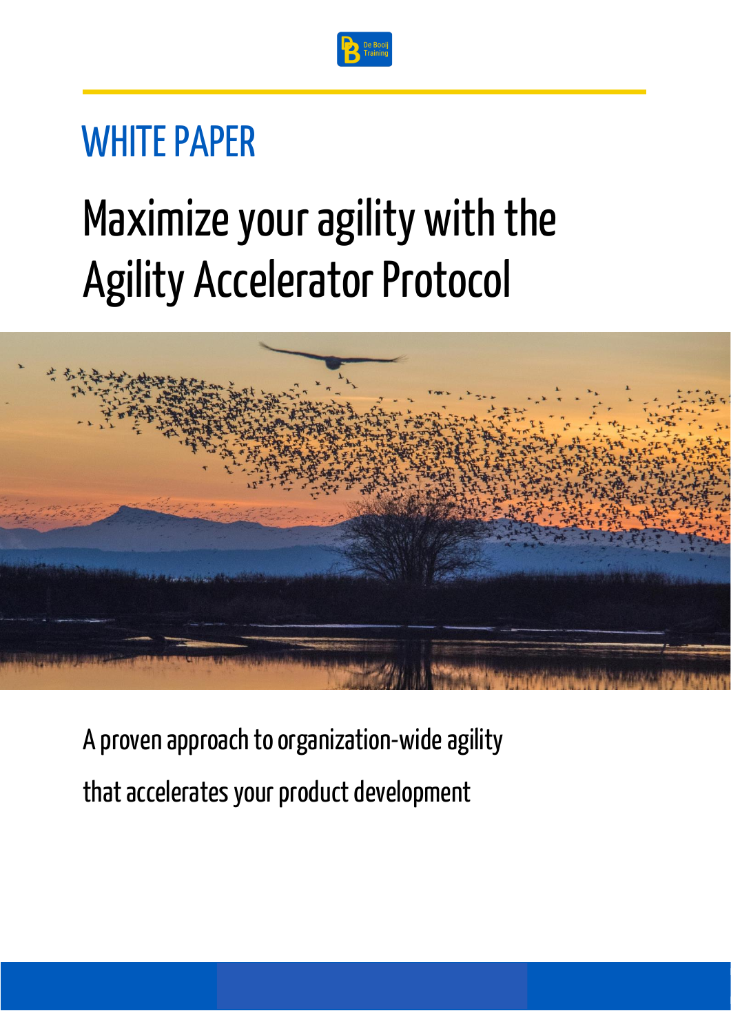De Booij Training

WHITE PAPER

# Maximize your agility with the Agility Accelerator Protocol

A proven approach to organization-wide agility

that accelerates your product development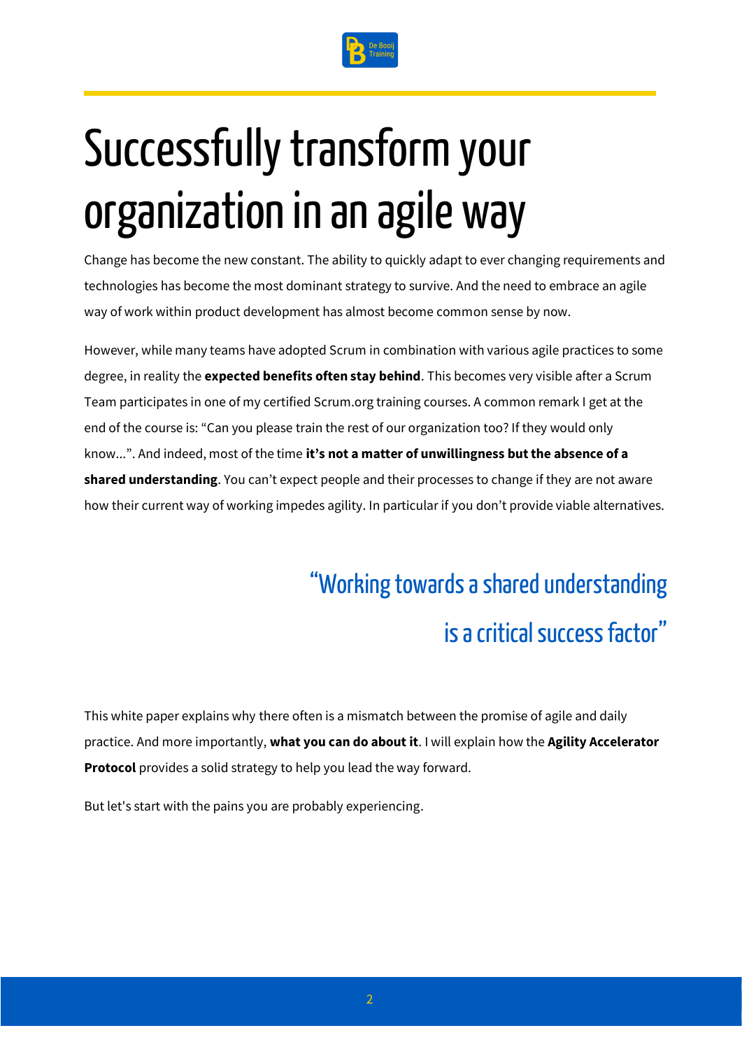# Successfully transform your organization in an agile way

Change has become the new constant. The ability to quickly adapt to ever changing requirements and technologies has become the most dominant strategy to survive. And the need to embrace an agile way of work within product development has almost become common sense by now.

However, while many teams have adopted Scrum in combination with various agile practices to some degree, in reality the **expected benefits often stay behind**. This becomes very visible after a Scrum Team participates in one of my certified Scrum.org training courses. A common remark I get at the end of the course is: “Can you please train the rest of our organization too? If they would only know…”. And indeed, most of the time **it’s not a matter of unwillingness but the absence of a shared understanding**. You can’t expect people and their processes to change if they are not aware how their current way of working impedes agility. In particular if you don’t provide viable alternatives.

> “Working towards a shared understanding is a critical success factor”

This white paper explains why there often is a mismatch between the promise of agile and daily practice. And more importantly, **what you can do about it**. I will explain how the **Agility Accelerator Protocol** provides a solid strategy to help you lead the way forward.

But let's start with the pains you are probably experiencing.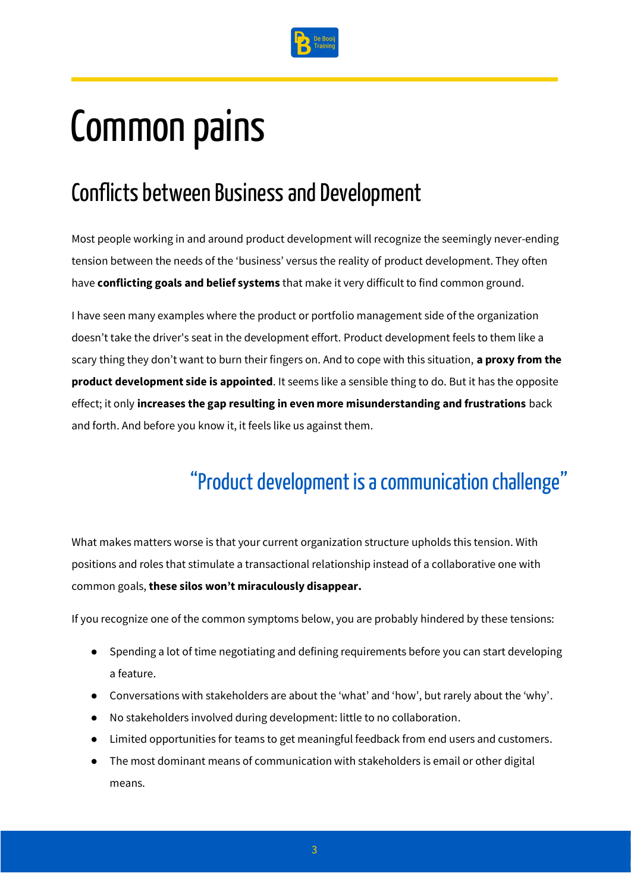# Common pains

## Conflicts between Business and Development

Most people working in and around product development will recognize the seemingly never-ending tension between the needs of the 'business' versus the reality of product development. They often have **conflicting goals and belief systems** that make it very difficult to find common ground.

I have seen many examples where the product or portfolio management side of the organization doesn't take the driver's seat in the development effort. Product development feels to them like a scary thing they don't want to burn their fingers on. And to cope with this situation, **a proxy from the product development side is appointed**. It seems like a sensible thing to do. But it has the opposite effect; it only **increases the gap resulting in even more misunderstanding and frustrations** back and forth. And before you know it, it feels like us against them.

> "Product development is a communication challenge"

What makes matters worse is that your current organization structure upholds this tension. With positions and roles that stimulate a transactional relationship instead of a collaborative one with common goals, **these silos won't miraculously disappear.**

If you recognize one of the common symptoms below, you are probably hindered by these tensions:

- Spending a lot of time negotiating and defining requirements before you can start developing a feature.
- Conversations with stakeholders are about the 'what' and 'how', but rarely about the 'why'.
- No stakeholders involved during development: little to no collaboration.
- Limited opportunities for teams to get meaningful feedback from end users and customers.
- The most dominant means of communication with stakeholders is email or other digital means.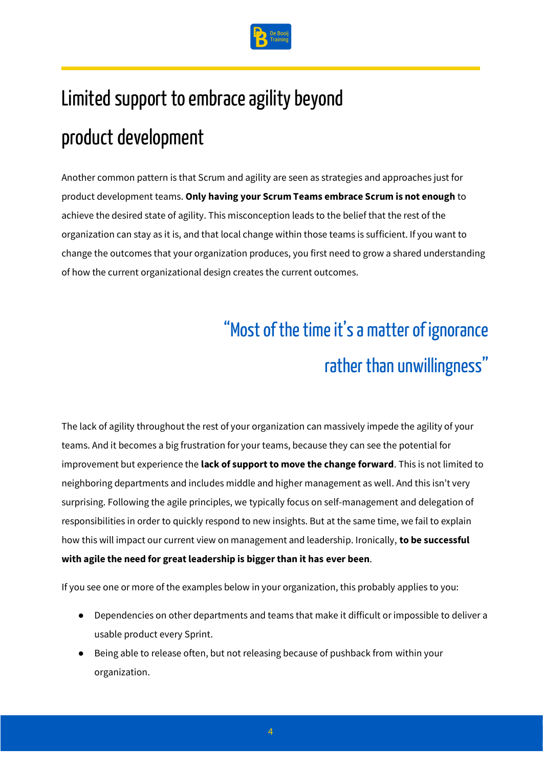# Limited support to embrace agility beyond product development

Another common pattern is that Scrum and agility are seen as strategies and approaches just for product development teams. **Only having your Scrum Teams embrace Scrum is not enough** to achieve the desired state of agility. This misconception leads to the belief that the rest of the organization can stay as it is, and that local change within those teams is sufficient. If you want to change the outcomes that your organization produces, you first need to grow a shared understanding of how the current organizational design creates the current outcomes.

> "Most of the time it's a matter of ignorance rather than unwillingness"

The lack of agility throughout the rest of your organization can massively impede the agility of your teams. And it becomes a big frustration for your teams, because they can see the potential for improvement but experience the **lack of support to move the change forward**. This is not limited to neighboring departments and includes middle and higher management as well. And this isn't very surprising. Following the agile principles, we typically focus on self-management and delegation of responsibilities in order to quickly respond to new insights. But at the same time, we fail to explain how this will impact our current view on management and leadership. Ironically, **to be successful with agile the need for great leadership is bigger than it has ever been**.

If you see one or more of the examples below in your organization, this probably applies to you:

- Dependencies on other departments and teams that make it difficult or impossible to deliver a usable product every Sprint.
- Being able to release often, but not releasing because of pushback from within your organization.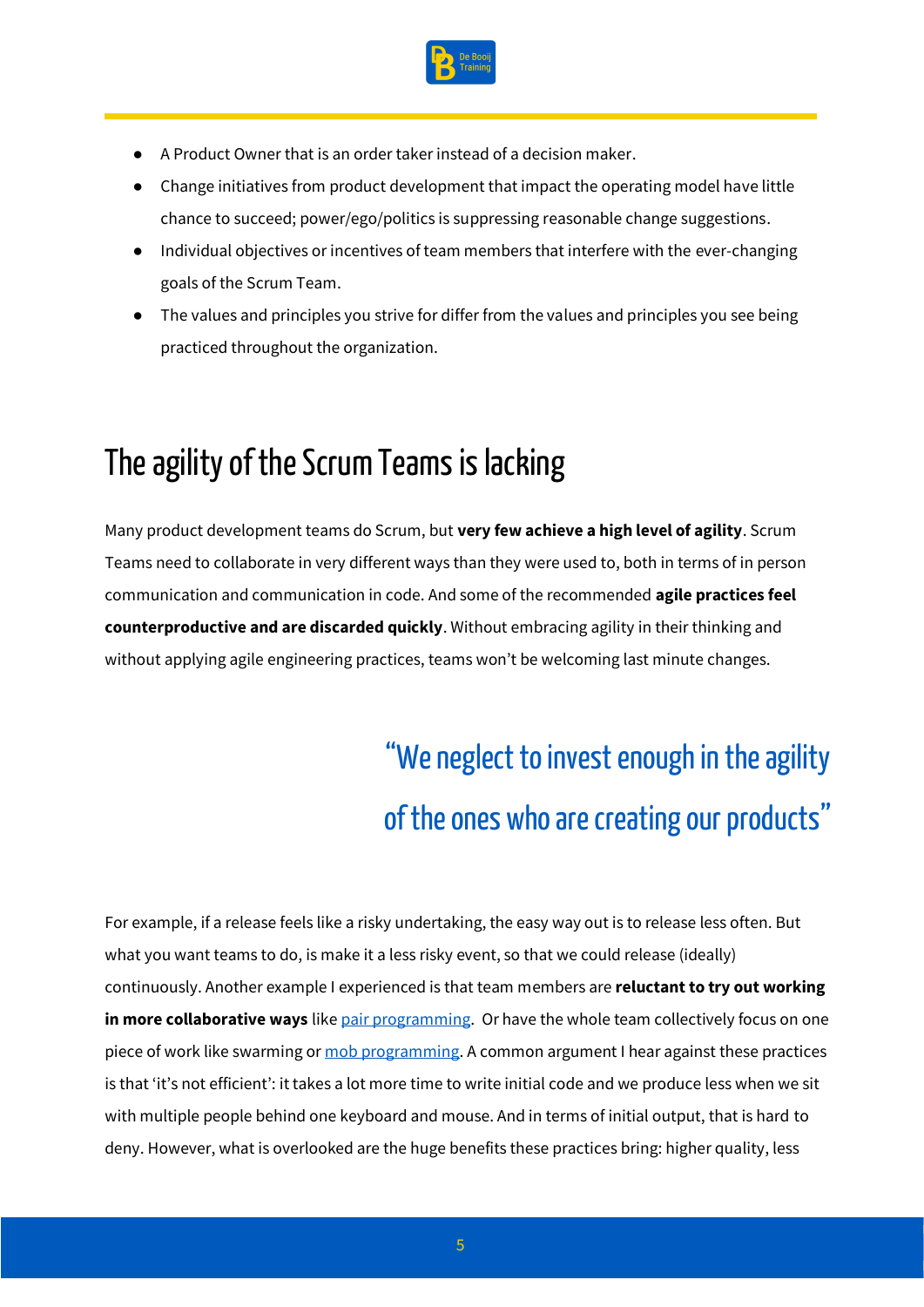- A Product Owner that is an order taker instead of a decision maker.
- Change initiatives from product development that impact the operating model have little chance to succeed; power/ego/politics is suppressing reasonable change suggestions.
- Individual objectives or incentives of team members that interfere with the ever-changing goals of the Scrum Team.
- The values and principles you strive for differ from the values and principles you see being practiced throughout the organization.

## The agility of the Scrum Teams is lacking

Many product development teams do Scrum, but **very few achieve a high level of agility**. Scrum Teams need to collaborate in very different ways than they were used to, both in terms of in person communication and communication in code. And some of the recommended **agile practices feel counterproductive and are discarded quickly**. Without embracing agility in their thinking and without applying agile engineering practices, teams won't be welcoming last minute changes.

> "We neglect to invest enough in the agility of the ones who are creating our products"

For example, if a release feels like a risky undertaking, the easy way out is to release less often. But what you want teams to do, is make it a less risky event, so that we could release (ideally) continuously. Another example I experienced is that team members are **reluctant to try out working in more collaborative ways** like [pair programming]. Or have the whole team collectively focus on one piece of work like swarming or [mob programming]. A common argument I hear against these practices is that 'it's not efficient': it takes a lot more time to write initial code and we produce less when we sit with multiple people behind one keyboard and mouse. And in terms of initial output, that is hard to deny. However, what is overlooked are the huge benefits these practices bring: higher quality, less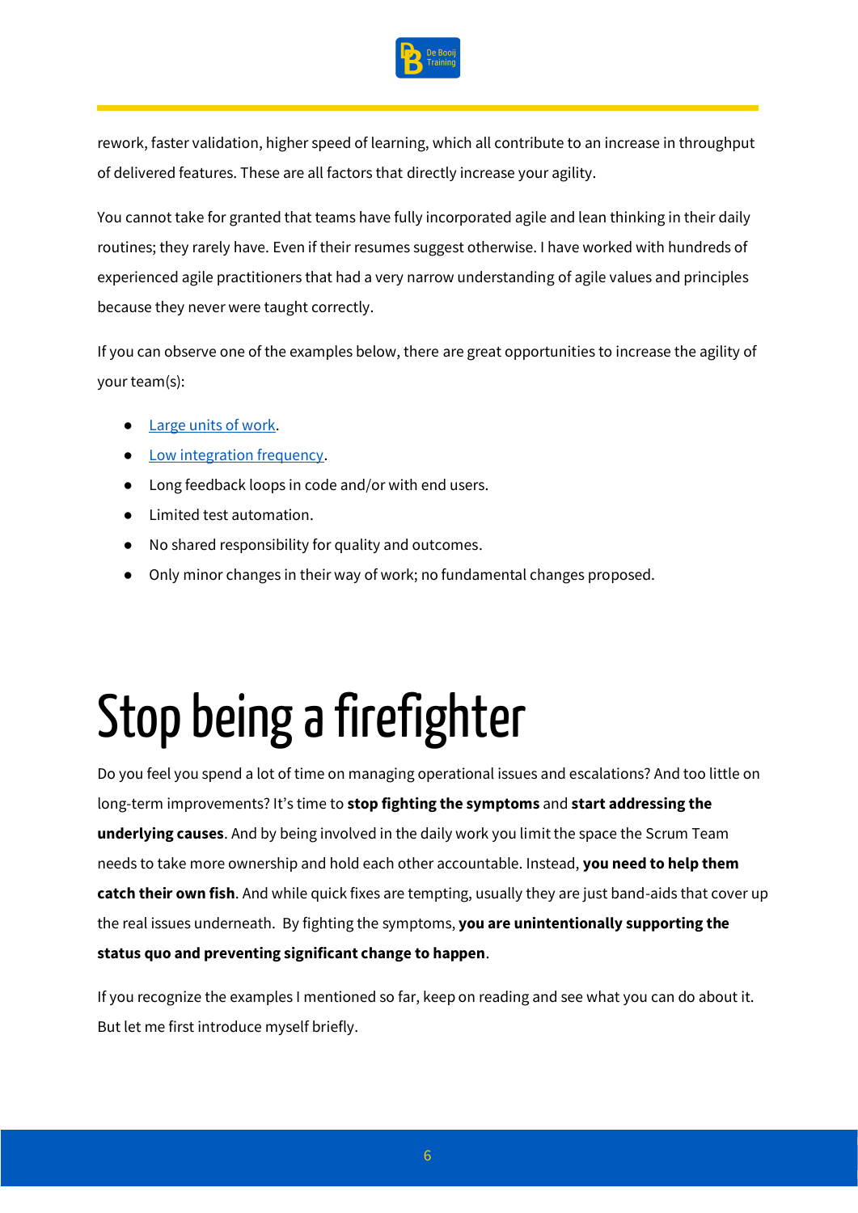rework, faster validation, higher speed of learning, which all contribute to an increase in throughput of delivered features. These are all factors that directly increase your agility.

You cannot take for granted that teams have fully incorporated agile and lean thinking in their daily routines; they rarely have. Even if their resumes suggest otherwise. I have worked with hundreds of experienced agile practitioners that had a very narrow understanding of agile values and principles because they never were taught correctly.

If you can observe one of the examples below, there are great opportunities to increase the agility of your team(s):

- Large units of work.
- Low integration frequency.
- Long feedback loops in code and/or with end users.
- Limited test automation.
- No shared responsibility for quality and outcomes.
- Only minor changes in their way of work; no fundamental changes proposed.

# Stop being a firefighter

Do you feel you spend a lot of time on managing operational issues and escalations? And too little on long-term improvements? It's time to **stop fighting the symptoms** and **start addressing the underlying causes**. And by being involved in the daily work you limit the space the Scrum Team needs to take more ownership and hold each other accountable. Instead, **you need to help them catch their own fish**. And while quick fixes are tempting, usually they are just band-aids that cover up the real issues underneath. By fighting the symptoms, **you are unintentionally supporting the status quo and preventing significant change to happen**.

If you recognize the examples I mentioned so far, keep on reading and see what you can do about it. But let me first introduce myself briefly.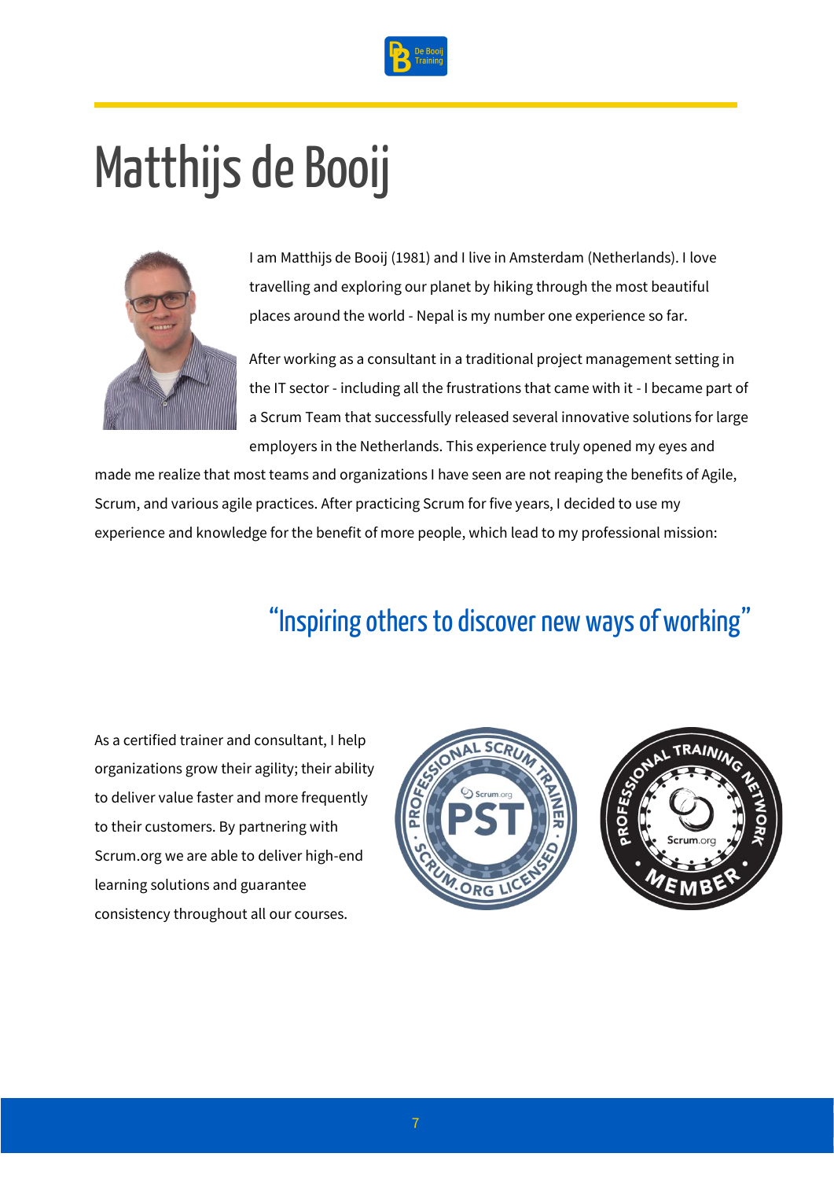# Matthijs de Booij

I am Matthijs de Booij (1981) and I live in Amsterdam (Netherlands). I love travelling and exploring our planet by hiking through the most beautiful places around the world - Nepal is my number one experience so far.

After working as a consultant in a traditional project management setting in the IT sector - including all the frustrations that came with it - I became part of a Scrum Team that successfully released several innovative solutions for large employers in the Netherlands. This experience truly opened my eyes and made me realize that most teams and organizations I have seen are not reaping the benefits of Agile, Scrum, and various agile practices. After practicing Scrum for five years, I decided to use my experience and knowledge for the benefit of more people, which lead to my professional mission:

## "Inspiring others to discover new ways of working"

As a certified trainer and consultant, I help organizations grow their agility; their ability to deliver value faster and more frequently to their customers. By partnering with Scrum.org we are able to deliver high-end learning solutions and guarantee consistency throughout all our courses.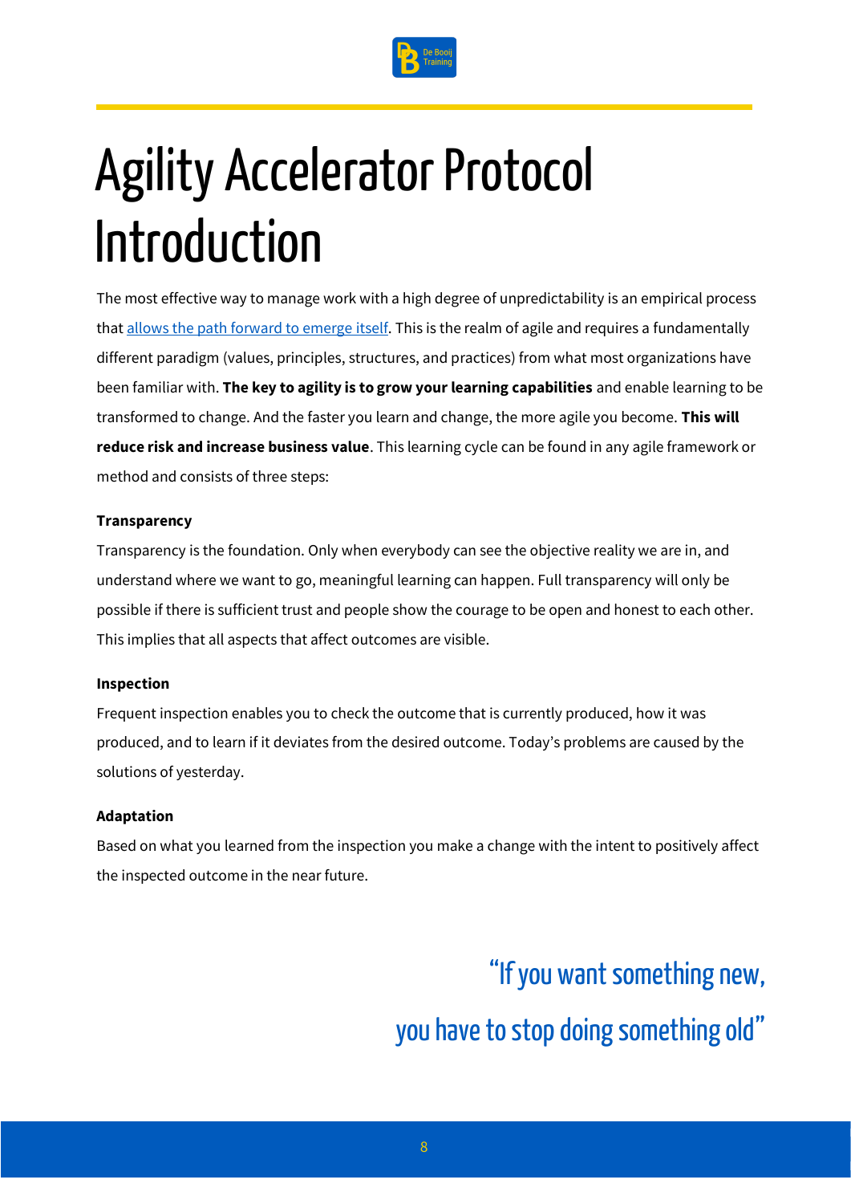# Agility Accelerator Protocol Introduction

The most effective way to manage work with a high degree of unpredictability is an empirical process that allows the path forward to emerge itself. This is the realm of agile and requires a fundamentally different paradigm (values, principles, structures, and practices) from what most organizations have been familiar with. **The key to agility is to grow your learning capabilities** and enable learning to be transformed to change. And the faster you learn and change, the more agile you become. **This will reduce risk and increase business value**. This learning cycle can be found in any agile framework or method and consists of three steps:

**Transparency**

Transparency is the foundation. Only when everybody can see the objective reality we are in, and understand where we want to go, meaningful learning can happen. Full transparency will only be possible if there is sufficient trust and people show the courage to be open and honest to each other. This implies that all aspects that affect outcomes are visible.

**Inspection**

Frequent inspection enables you to check the outcome that is currently produced, how it was produced, and to learn if it deviates from the desired outcome. Today's problems are caused by the solutions of yesterday.

**Adaptation**

Based on what you learned from the inspection you make a change with the intent to positively affect the inspected outcome in the near future.

"If you want something new, you have to stop doing something old"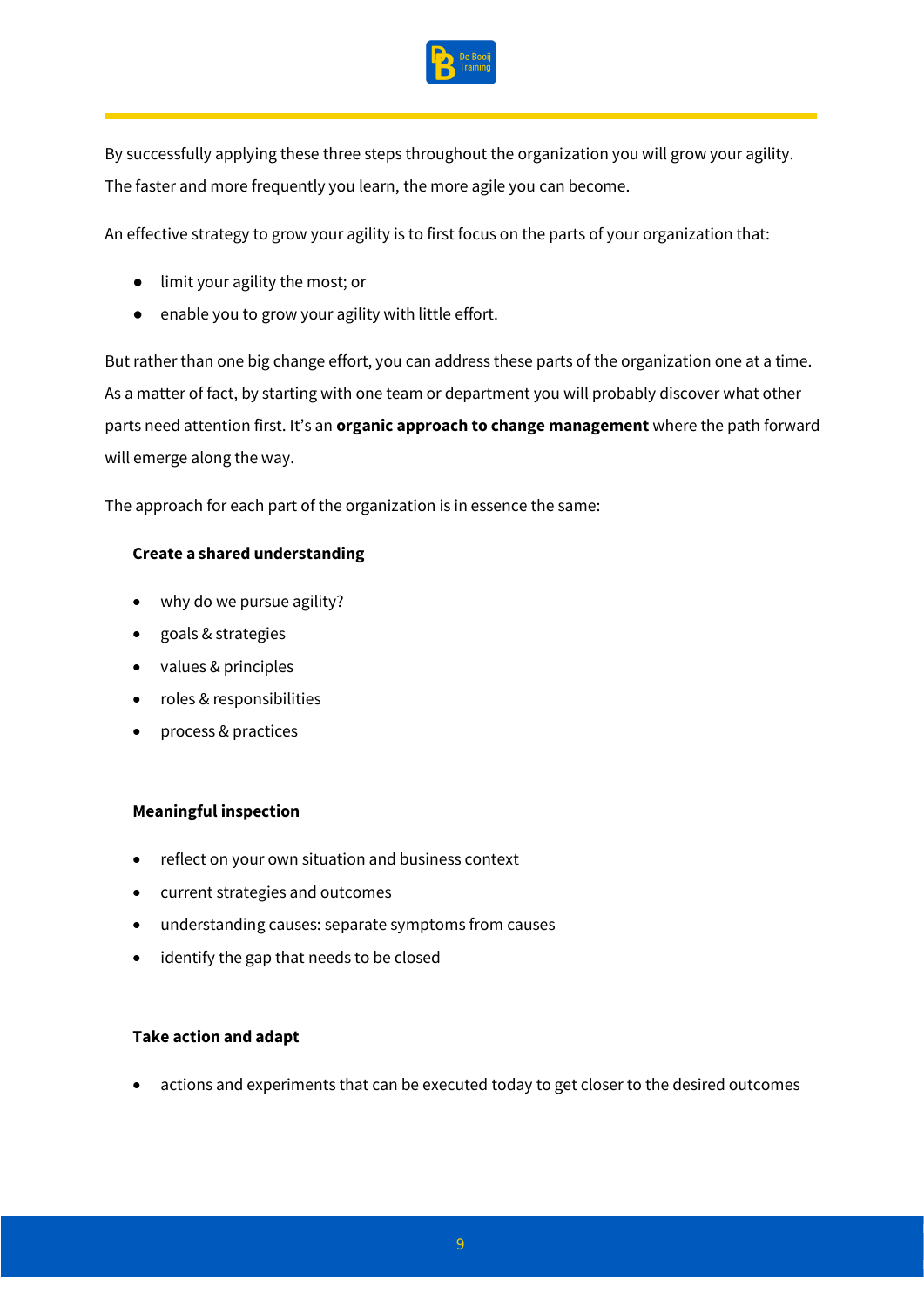By successfully applying these three steps throughout the organization you will grow your agility. The faster and more frequently you learn, the more agile you can become.

An effective strategy to grow your agility is to first focus on the parts of your organization that:

- limit your agility the most; or
- enable you to grow your agility with little effort.

But rather than one big change effort, you can address these parts of the organization one at a time. As a matter of fact, by starting with one team or department you will probably discover what other parts need attention first. It's an **organic approach to change management** where the path forward will emerge along the way.

The approach for each part of the organization is in essence the same:

**Create a shared understanding**

- why do we pursue agility?
- goals & strategies
- values & principles
- roles & responsibilities
- process & practices

**Meaningful inspection**

- reflect on your own situation and business context
- current strategies and outcomes
- understanding causes: separate symptoms from causes
- identify the gap that needs to be closed

**Take action and adapt**

- actions and experiments that can be executed today to get closer to the desired outcomes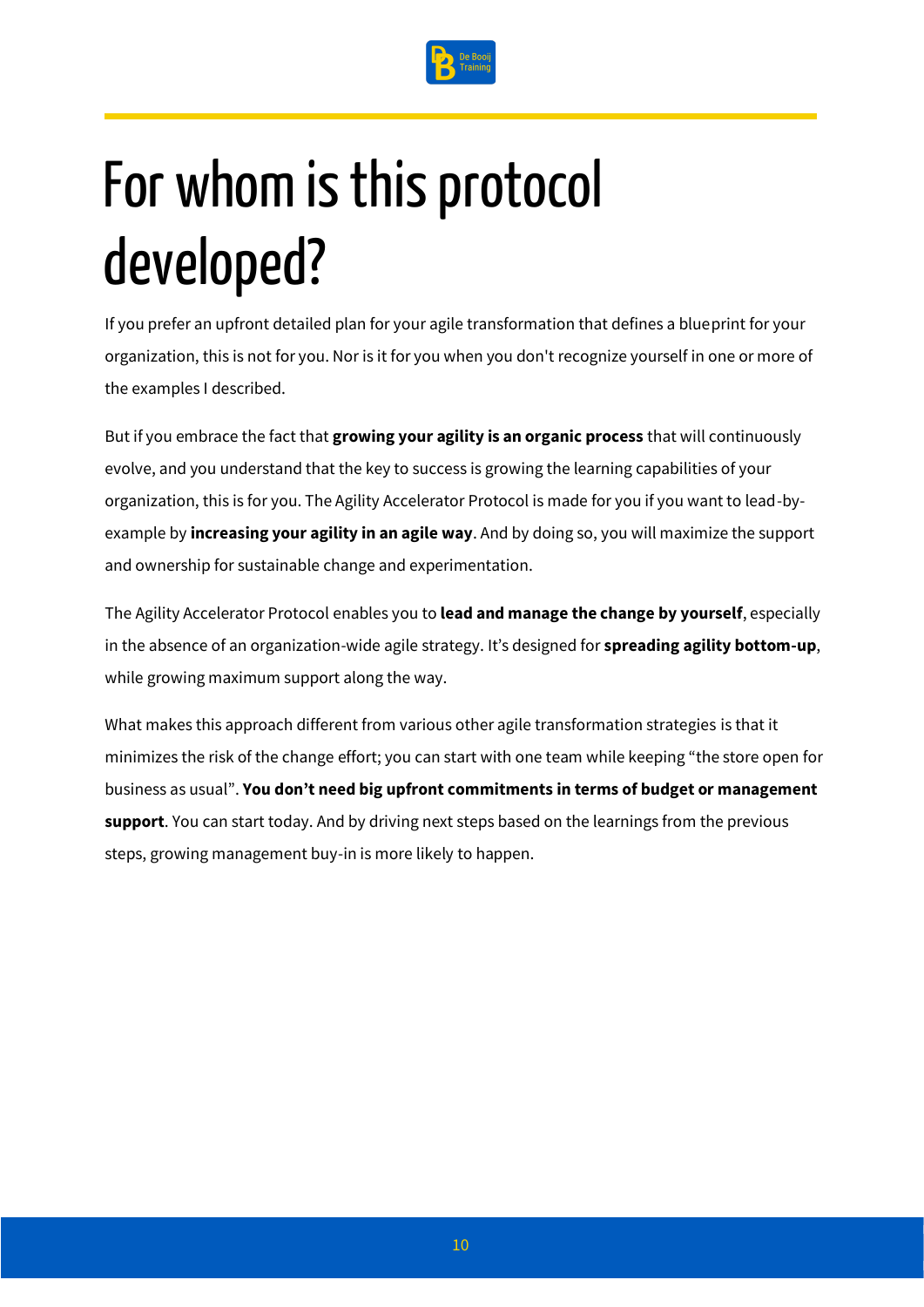# For whom is this protocol developed?

If you prefer an upfront detailed plan for your agile transformation that defines a blueprint for your organization, this is not for you. Nor is it for you when you don't recognize yourself in one or more of the examples I described.

But if you embrace the fact that **growing your agility is an organic process** that will continuously evolve, and you understand that the key to success is growing the learning capabilities of your organization, this is for you. The Agility Accelerator Protocol is made for you if you want to lead-by-example by **increasing your agility in an agile way**. And by doing so, you will maximize the support and ownership for sustainable change and experimentation.

The Agility Accelerator Protocol enables you to **lead and manage the change by yourself**, especially in the absence of an organization-wide agile strategy. It's designed for **spreading agility bottom-up**, while growing maximum support along the way.

What makes this approach different from various other agile transformation strategies is that it minimizes the risk of the change effort; you can start with one team while keeping "the store open for business as usual". **You don't need big upfront commitments in terms of budget or management support**. You can start today. And by driving next steps based on the learnings from the previous steps, growing management buy-in is more likely to happen.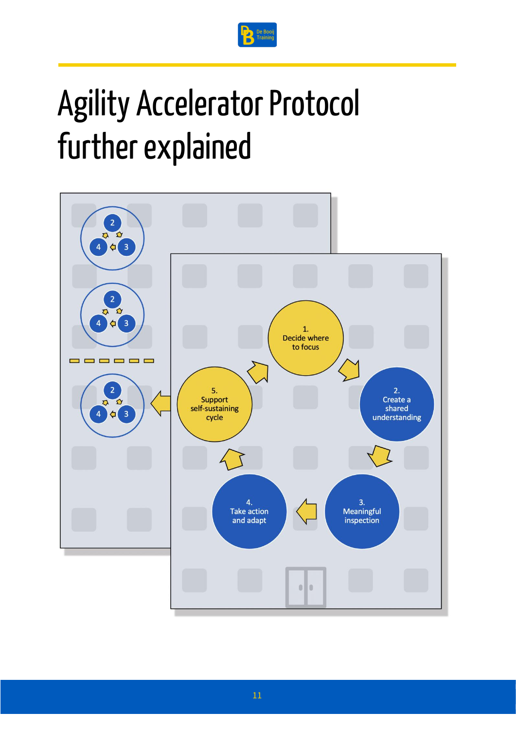# Agility Accelerator Protocol further explained

1. Decide where to focus

2. Create a shared understanding

3. Meaningful inspection

4. Take action and adapt

5. Support self-sustaining cycle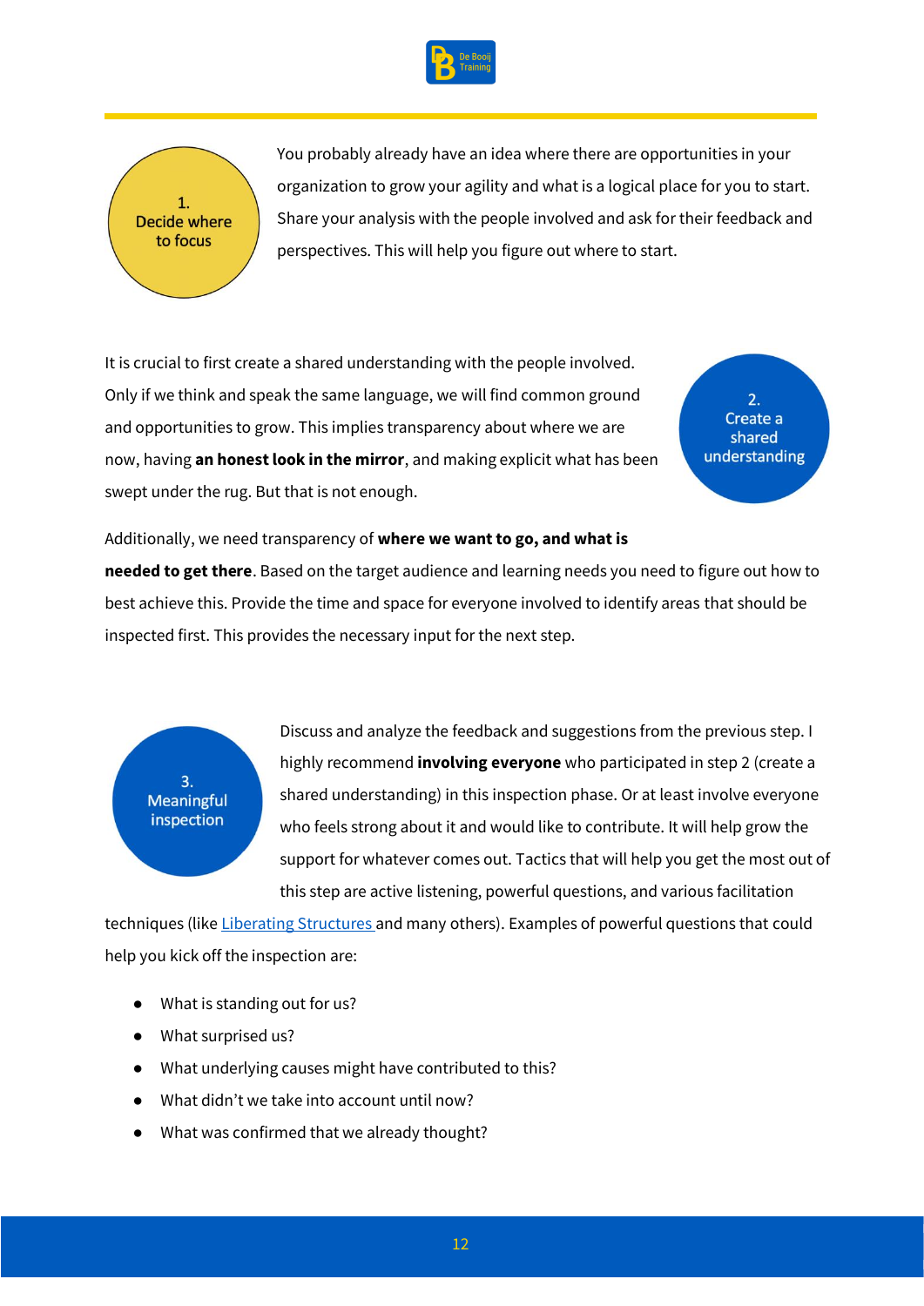### 1. Decide where to focus

You probably already have an idea where there are opportunities in your organization to grow your agility and what is a logical place for you to start. Share your analysis with the people involved and ask for their feedback and perspectives. This will help you figure out where to start.

### 2. Create a shared understanding

It is crucial to first create a shared understanding with the people involved. Only if we think and speak the same language, we will find common ground and opportunities to grow. This implies transparency about where we are now, having **an honest look in the mirror**, and making explicit what has been swept under the rug. But that is not enough.

Additionally, we need transparency of **where we want to go, and what is needed to get there**. Based on the target audience and learning needs you need to figure out how to best achieve this. Provide the time and space for everyone involved to identify areas that should be inspected first. This provides the necessary input for the next step.

### 3. Meaningful inspection

Discuss and analyze the feedback and suggestions from the previous step. I highly recommend **involving everyone** who participated in step 2 (create a shared understanding) in this inspection phase. Or at least involve everyone who feels strong about it and would like to contribute. It will help grow the support for whatever comes out. Tactics that will help you get the most out of this step are active listening, powerful questions, and various facilitation techniques (like Liberating Structures and many others). Examples of powerful questions that could help you kick off the inspection are:

- What is standing out for us?
- What surprised us?
- What underlying causes might have contributed to this?
- What didn't we take into account until now?
- What was confirmed that we already thought?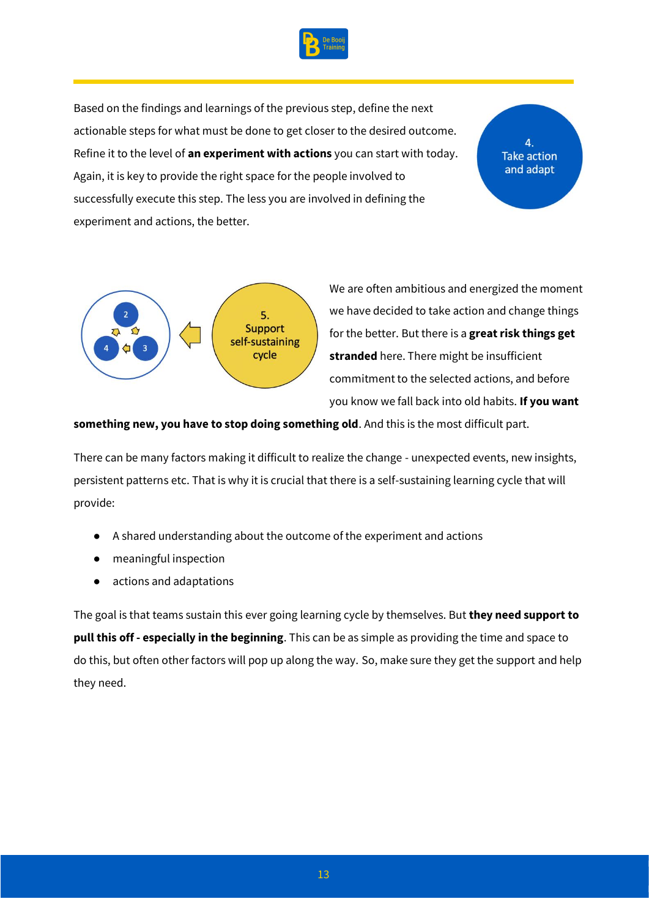**4. Take action and adapt**

Based on the findings and learnings of the previous step, define the next actionable steps for what must be done to get closer to the desired outcome. Refine it to the level of **an experiment with actions** you can start with today. Again, it is key to provide the right space for the people involved to successfully execute this step. The less you are involved in defining the experiment and actions, the better.

**5. Support self-sustaining cycle**

We are often ambitious and energized the moment we have decided to take action and change things for the better. But there is a **great risk things get stranded** here. There might be insufficient commitment to the selected actions, and before you know we fall back into old habits. **If you want something new, you have to stop doing something old**. And this is the most difficult part.

There can be many factors making it difficult to realize the change - unexpected events, new insights, persistent patterns etc. That is why it is crucial that there is a self-sustaining learning cycle that will provide:

- A shared understanding about the outcome of the experiment and actions
- meaningful inspection
- actions and adaptations

The goal is that teams sustain this ever going learning cycle by themselves. But **they need support to pull this off - especially in the beginning**. This can be as simple as providing the time and space to do this, but often other factors will pop up along the way. So, make sure they get the support and help they need.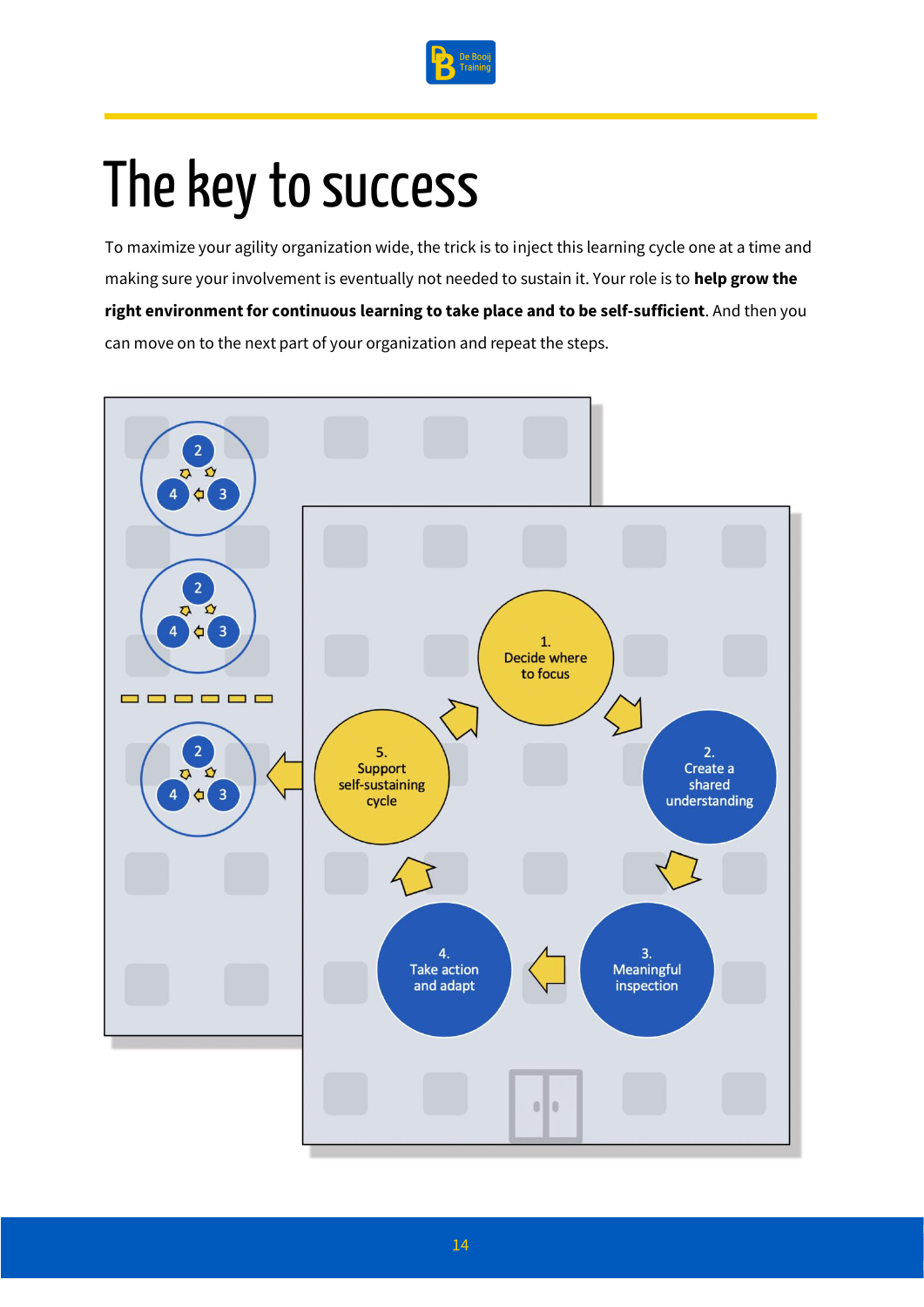# The key to success

To maximize your agility organization wide, the trick is to inject this learning cycle one at a time and making sure your involvement is eventually not needed to sustain it. Your role is to **help grow the right environment for continuous learning to take place and to be self-sufficient**. And then you can move on to the next part of your organization and repeat the steps.

1. Decide where to focus

2. Create a shared understanding

3. Meaningful inspection

4. Take action and adapt

5. Support self-sustaining cycle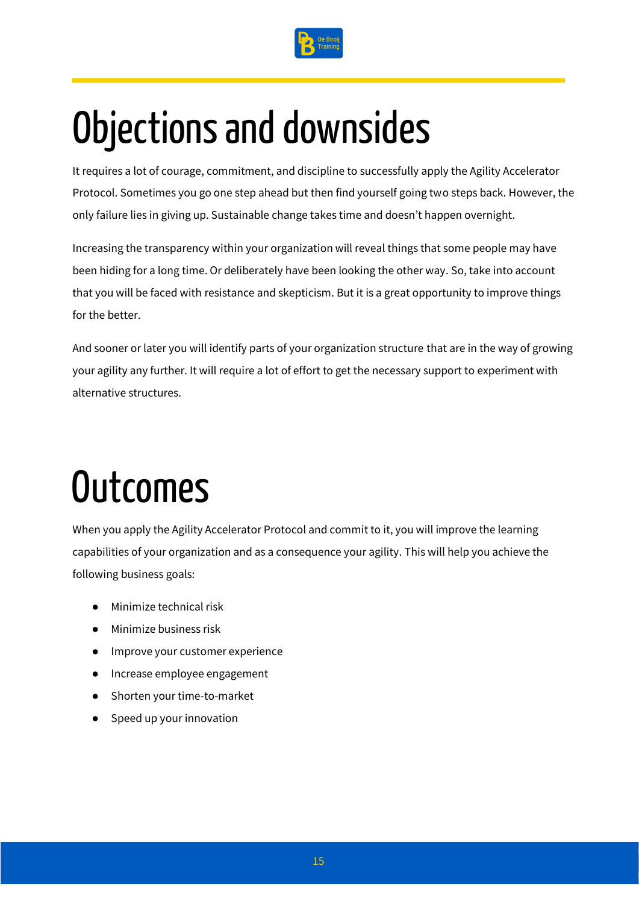# Objections and downsides

It requires a lot of courage, commitment, and discipline to successfully apply the Agility Accelerator Protocol. Sometimes you go one step ahead but then find yourself going two steps back. However, the only failure lies in giving up. Sustainable change takes time and doesn't happen overnight.

Increasing the transparency within your organization will reveal things that some people may have been hiding for a long time. Or deliberately have been looking the other way. So, take into account that you will be faced with resistance and skepticism. But it is a great opportunity to improve things for the better.

And sooner or later you will identify parts of your organization structure that are in the way of growing your agility any further. It will require a lot of effort to get the necessary support to experiment with alternative structures.

# Outcomes

When you apply the Agility Accelerator Protocol and commit to it, you will improve the learning capabilities of your organization and as a consequence your agility. This will help you achieve the following business goals:

- Minimize technical risk
- Minimize business risk
- Improve your customer experience
- Increase employee engagement
- Shorten your time-to-market
- Speed up your innovation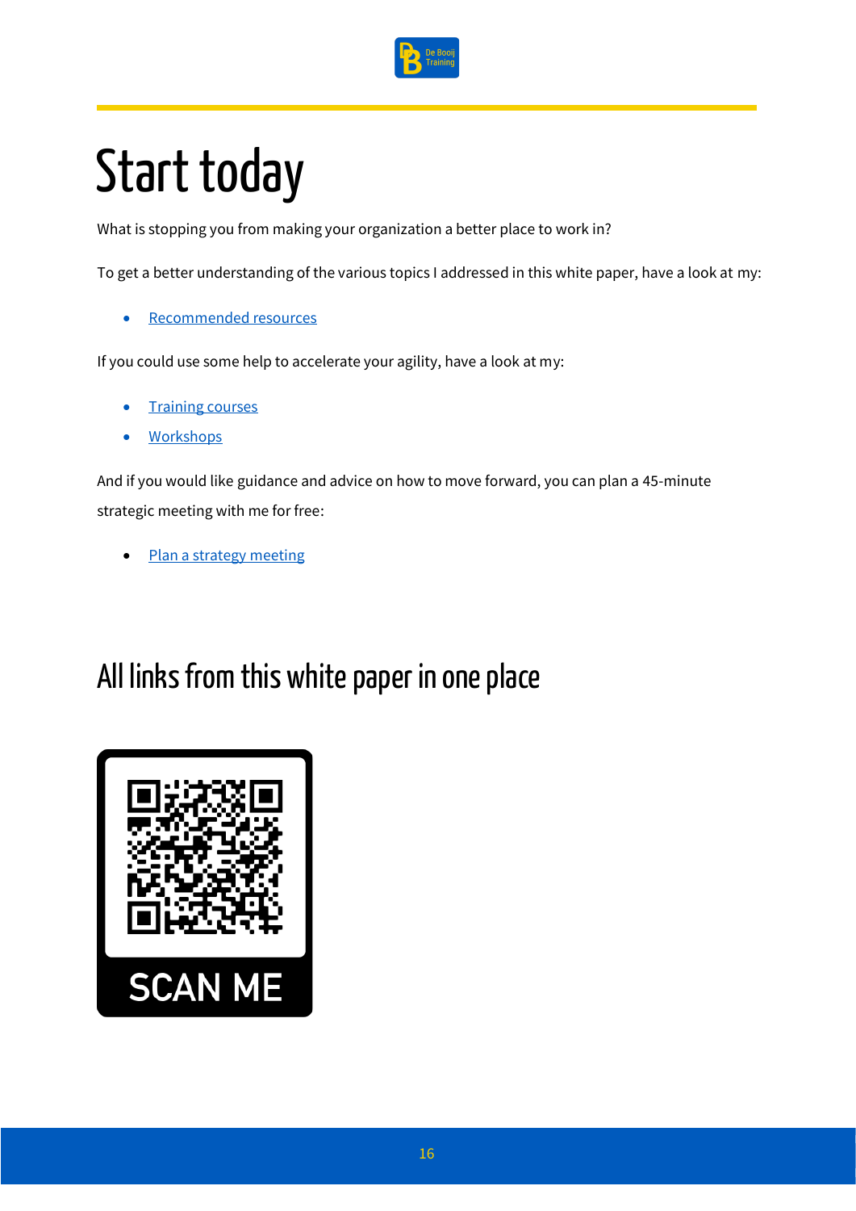# Start today

What is stopping you from making your organization a better place to work in?

To get a better understanding of the various topics I addressed in this white paper, have a look at my:

- Recommended resources

If you could use some help to accelerate your agility, have a look at my:

- Training courses
- Workshops

And if you would like guidance and advice on how to move forward, you can plan a 45-minute strategic meeting with me for free:

- Plan a strategy meeting

## All links from this white paper in one place

SCAN ME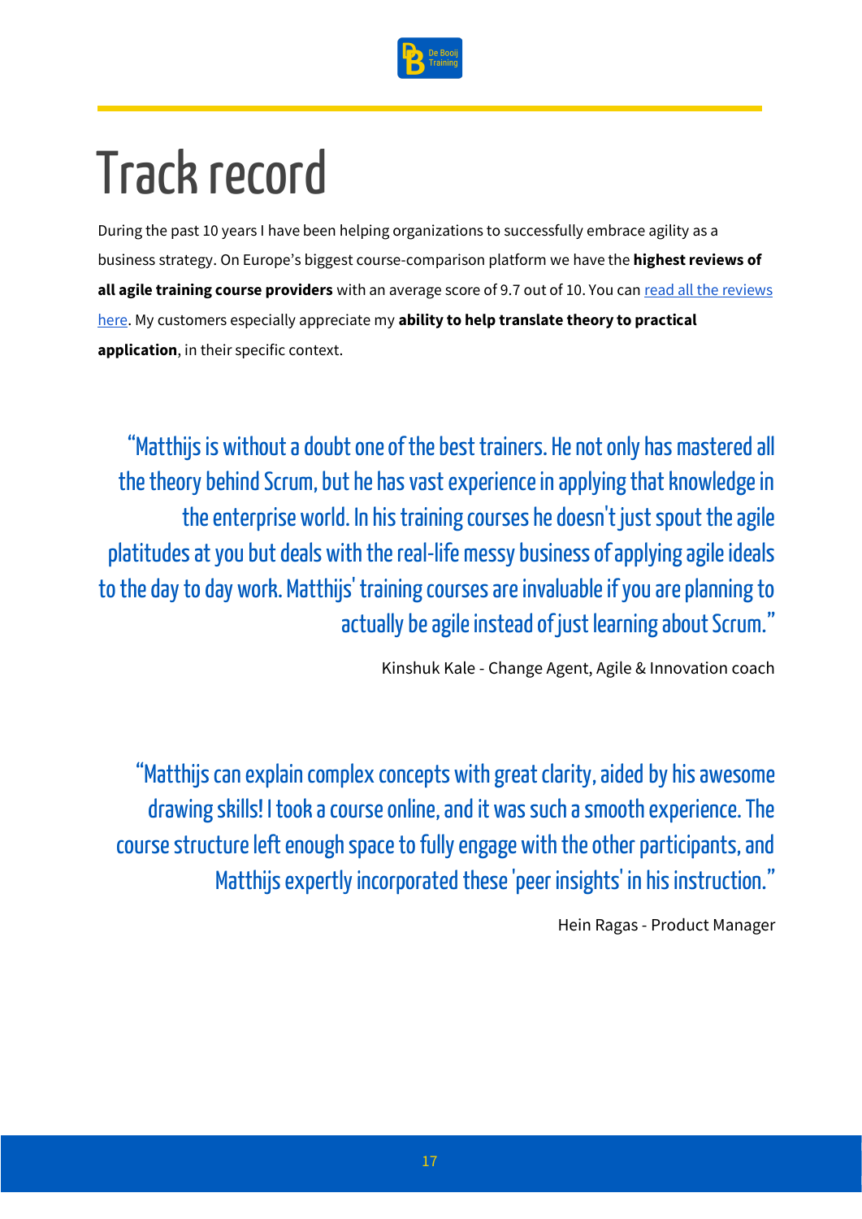# Track record

During the past 10 years I have been helping organizations to successfully embrace agility as a business strategy. On Europe's biggest course-comparison platform we have the **highest reviews of all agile training course providers** with an average score of 9.7 out of 10. You can [read all the reviews here](). My customers especially appreciate my **ability to help translate theory to practical application**, in their specific context.

> "Matthijs is without a doubt one of the best trainers. He not only has mastered all the theory behind Scrum, but he has vast experience in applying that knowledge in the enterprise world. In his training courses he doesn't just spout the agile platitudes at you but deals with the real-life messy business of applying agile ideals to the day to day work. Matthijs' training courses are invaluable if you are planning to actually be agile instead of just learning about Scrum."

Kinshuk Kale - Change Agent, Agile & Innovation coach

> "Matthijs can explain complex concepts with great clarity, aided by his awesome drawing skills! I took a course online, and it was such a smooth experience. The course structure left enough space to fully engage with the other participants, and Matthijs expertly incorporated these 'peer insights' in his instruction."

Hein Ragas - Product Manager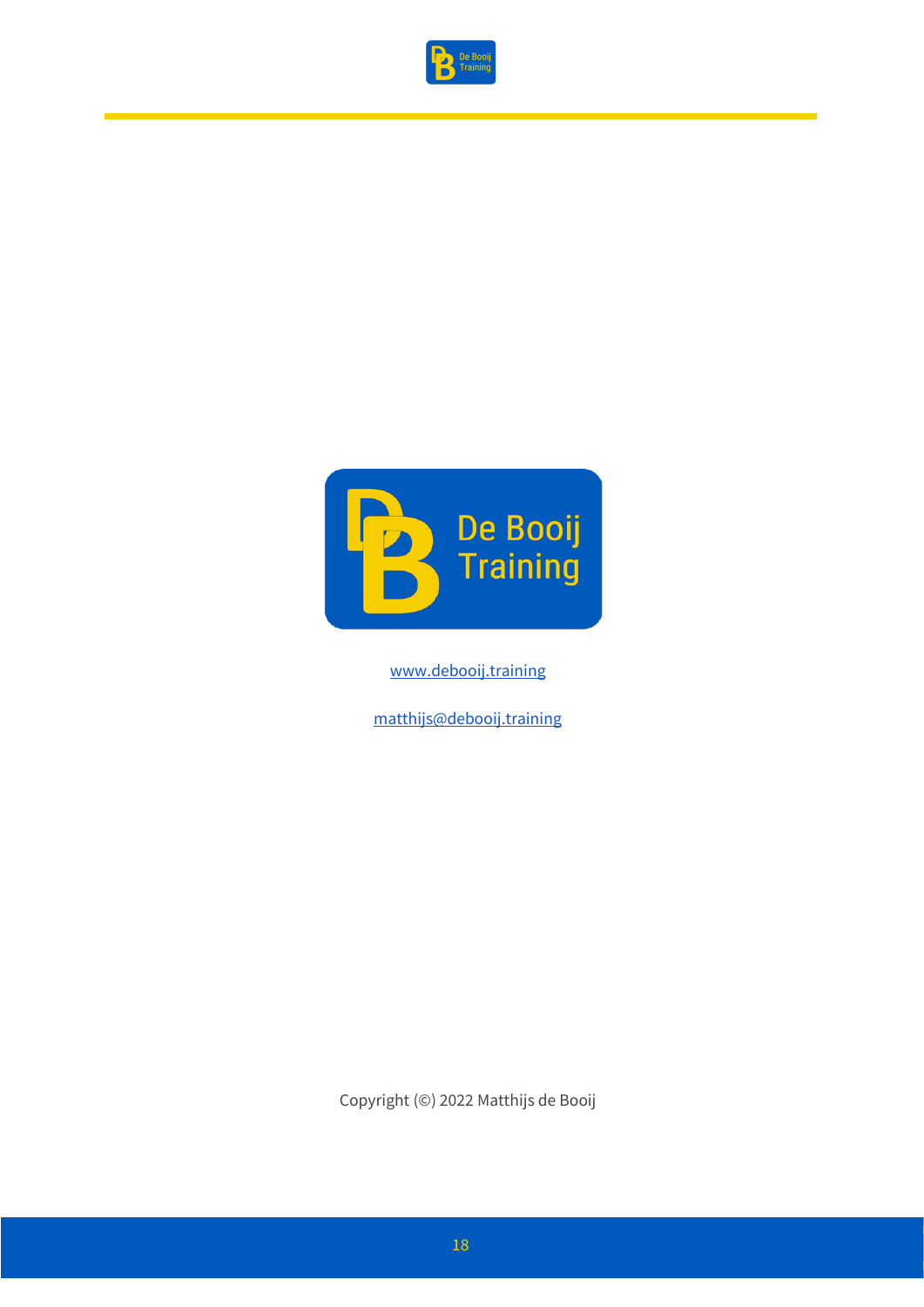De Booij Training

www.debooij.training

matthijs@debooij.training

Copyright (©) 2022 Matthijs de Booij